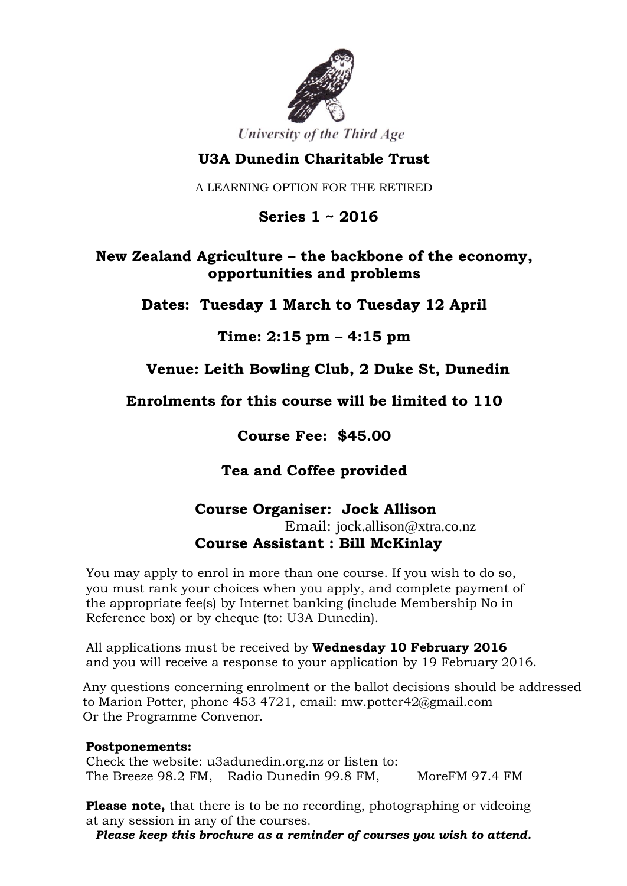University of the Third Age

# U3A Dunedin Charitable Trust

A LEARNING OPTION FOR THE RETIRED

## Series 1 ~ 2016

## New Zealand Agriculture – the backbone of the economy, opportunities and problems

**Dates: Tuesday 1 March to Tuesday 12 April**

**Time: 2:15 pm – 4:15 pm**

**Venue: Leith Bowling Club, 2 Duke St, Dunedin**

**Enrolments for this course will be limited to 110**

**Course Fee: $45.00**

**Tea and Coffee provided**

**Course Organiser: Jock Allison**
Email: jock.allison@xtra.co.nz
**Course Assistant : Bill McKinlay**

You may apply to enrol in more than one course. If you wish to do so, you must rank your choices when you apply, and complete payment of the appropriate fee(s) by Internet banking (include Membership No in Reference box) or by cheque (to: U3A Dunedin).

All applications must be received by **Wednesday 10 February 2016** and you will receive a response to your application by 19 February 2016.

Any questions concerning enrolment or the ballot decisions should be addressed to Marion Potter, phone 453 4721, email: mw.potter42@gmail.com
Or the Programme Convenor.

**Postponements:**
Check the website: u3adunedin.org.nz or listen to:
The Breeze 98.2 FM, Radio Dunedin 99.8 FM, MoreFM 97.4 FM

**Please note,** that there is to be no recording, photographing or videoing at any session in any of the courses.

***Please keep this brochure as a reminder of courses you wish to attend.***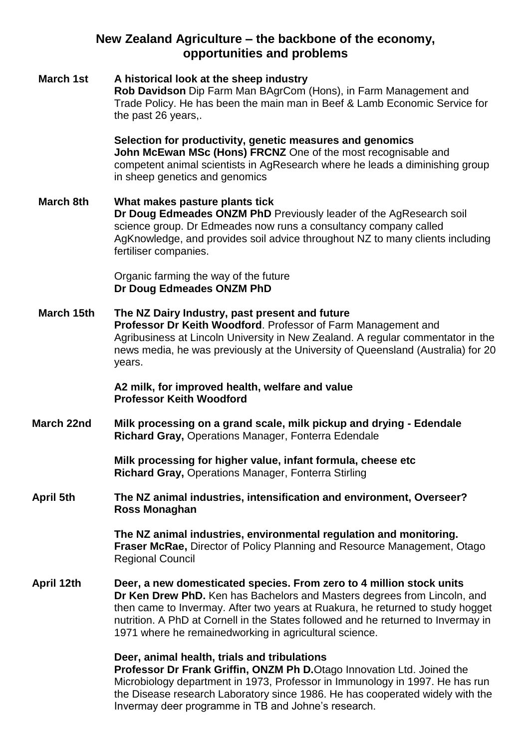## New Zealand Agriculture – the backbone of the economy, opportunities and problems

**March 1st**

**A historical look at the sheep industry**
**Rob Davidson** Dip Farm Man BAgrCom (Hons), in Farm Management and Trade Policy. He has been the main man in Beef & Lamb Economic Service for the past 26 years,.

**Selection for productivity, genetic measures and genomics**
**John McEwan MSc (Hons) FRCNZ** One of the most recognisable and competent animal scientists in AgResearch where he leads a diminishing group in sheep genetics and genomics

**March 8th**

**What makes pasture plants tick**
**Dr Doug Edmeades ONZM PhD** Previously leader of the AgResearch soil science group. Dr Edmeades now runs a consultancy company called AgKnowledge, and provides soil advice throughout NZ to many clients including fertiliser companies.

Organic farming the way of the future
**Dr Doug Edmeades ONZM PhD**

**March 15th**

**The NZ Dairy Industry, past present and future**
**Professor Dr Keith Woodford**. Professor of Farm Management and Agribusiness at Lincoln University in New Zealand. A regular commentator in the news media, he was previously at the University of Queensland (Australia) for 20 years.

**A2 milk, for improved health, welfare and value**
**Professor Keith Woodford**

**March 22nd**

**Milk processing on a grand scale, milk pickup and drying - Edendale**
**Richard Gray,** Operations Manager, Fonterra Edendale

**Milk processing for higher value, infant formula, cheese etc**
**Richard Gray,** Operations Manager, Fonterra Stirling

**April 5th**

**The NZ animal industries, intensification and environment, Overseer?**
**Ross Monaghan**

**The NZ animal industries, environmental regulation and monitoring.**
**Fraser McRae,** Director of Policy Planning and Resource Management, Otago Regional Council

**April 12th**

**Deer, a new domesticated species. From zero to 4 million stock units**
**Dr Ken Drew PhD.** Ken has Bachelors and Masters degrees from Lincoln, and then came to Invermay. After two years at Ruakura, he returned to study hogget nutrition. A PhD at Cornell in the States followed and he returned to Invermay in 1971 where he remainedworking in agricultural science.

**Deer, animal health, trials and tribulations**
**Professor Dr Frank Griffin, ONZM Ph D.**Otago Innovation Ltd. Joined the Microbiology department in 1973, Professor in Immunology in 1997. He has run the Disease research Laboratory since 1986. He has cooperated widely with the Invermay deer programme in TB and Johne's research.